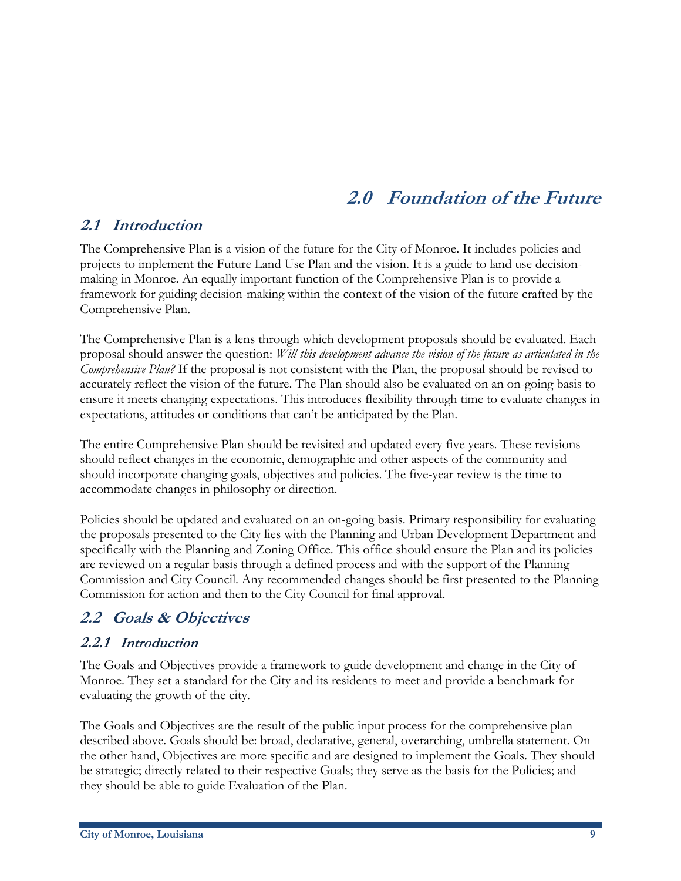# 2.0 Foundation of the Future

## 2.1 Introduction

The Comprehensive Plan is a vision of the future for the City of Monroe. It includes policies and projects to implement the Future Land Use Plan and the vision. It is a guide to land use decision-making in Monroe. An equally important function of the Comprehensive Plan is to provide a framework for guiding decision-making within the context of the vision of the future crafted by the Comprehensive Plan.

The Comprehensive Plan is a lens through which development proposals should be evaluated. Each proposal should answer the question: *Will this development advance the vision of the future as articulated in the Comprehensive Plan?* If the proposal is not consistent with the Plan, the proposal should be revised to accurately reflect the vision of the future. The Plan should also be evaluated on an on-going basis to ensure it meets changing expectations. This introduces flexibility through time to evaluate changes in expectations, attitudes or conditions that can't be anticipated by the Plan.

The entire Comprehensive Plan should be revisited and updated every five years. These revisions should reflect changes in the economic, demographic and other aspects of the community and should incorporate changing goals, objectives and policies. The five-year review is the time to accommodate changes in philosophy or direction.

Policies should be updated and evaluated on an on-going basis. Primary responsibility for evaluating the proposals presented to the City lies with the Planning and Urban Development Department and specifically with the Planning and Zoning Office. This office should ensure the Plan and its policies are reviewed on a regular basis through a defined process and with the support of the Planning Commission and City Council. Any recommended changes should be first presented to the Planning Commission for action and then to the City Council for final approval.

## 2.2 Goals & Objectives

### 2.2.1 Introduction

The Goals and Objectives provide a framework to guide development and change in the City of Monroe. They set a standard for the City and its residents to meet and provide a benchmark for evaluating the growth of the city.

The Goals and Objectives are the result of the public input process for the comprehensive plan described above. Goals should be: broad, declarative, general, overarching, umbrella statement. On the other hand, Objectives are more specific and are designed to implement the Goals. They should be strategic; directly related to their respective Goals; they serve as the basis for the Policies; and they should be able to guide Evaluation of the Plan.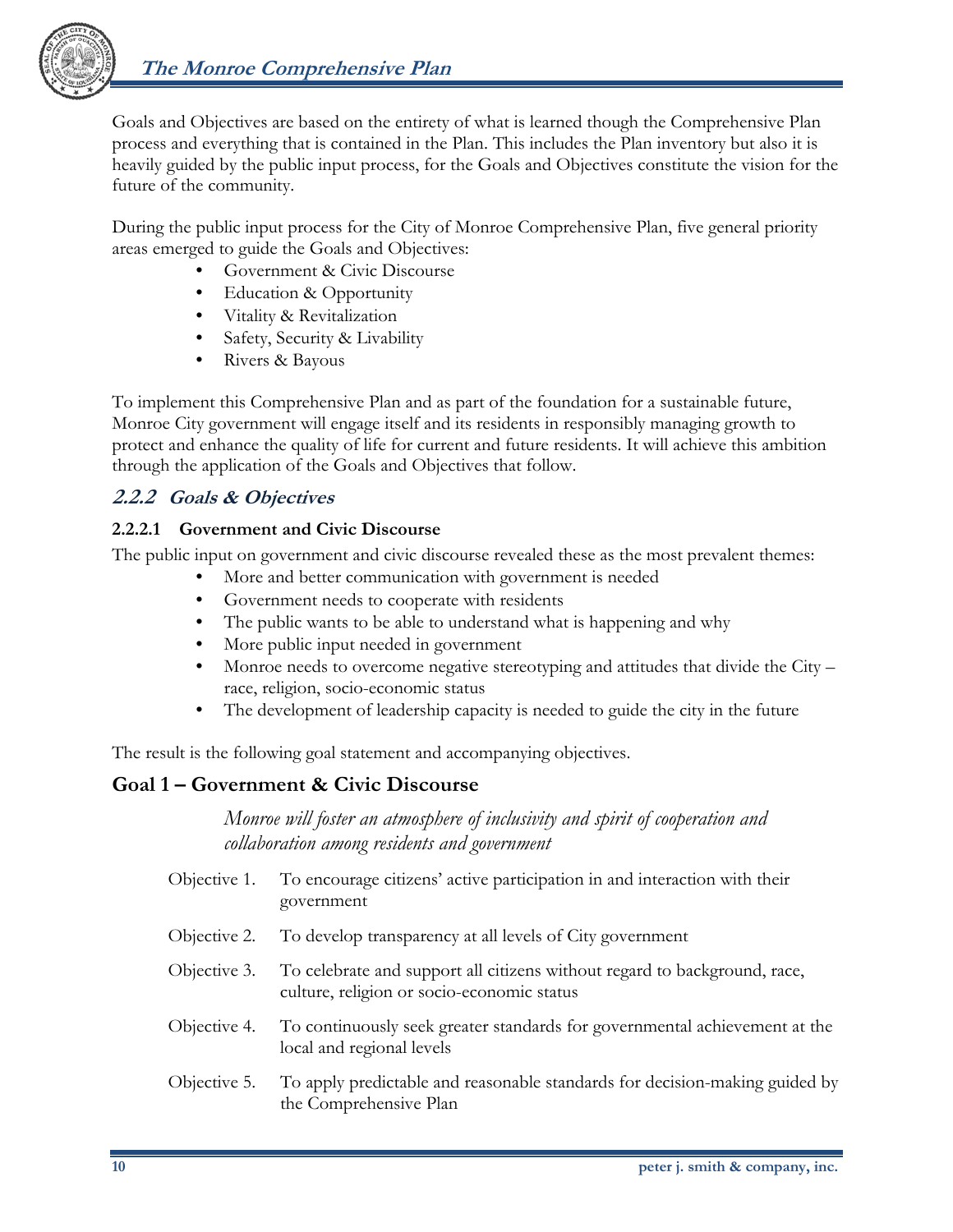Goals and Objectives are based on the entirety of what is learned though the Comprehensive Plan process and everything that is contained in the Plan. This includes the Plan inventory but also it is heavily guided by the public input process, for the Goals and Objectives constitute the vision for the future of the community.

During the public input process for the City of Monroe Comprehensive Plan, five general priority areas emerged to guide the Goals and Objectives:

- Government & Civic Discourse
- Education & Opportunity
- Vitality & Revitalization
- Safety, Security & Livability
- Rivers & Bayous

To implement this Comprehensive Plan and as part of the foundation for a sustainable future, Monroe City government will engage itself and its residents in responsibly managing growth to protect and enhance the quality of life for current and future residents. It will achieve this ambition through the application of the Goals and Objectives that follow.

## *2.2.2 Goals & Objectives*

### 2.2.2.1 Government and Civic Discourse

The public input on government and civic discourse revealed these as the most prevalent themes:

- More and better communication with government is needed
- Government needs to cooperate with residents
- The public wants to be able to understand what is happening and why
- More public input needed in government
- Monroe needs to overcome negative stereotyping and attitudes that divide the City – race, religion, socio-economic status
- The development of leadership capacity is needed to guide the city in the future

The result is the following goal statement and accompanying objectives.

## Goal 1 – Government & Civic Discourse

*Monroe will foster an atmosphere of inclusivity and spirit of cooperation and collaboration among residents and government*

Objective 1. To encourage citizens' active participation in and interaction with their government

Objective 2. To develop transparency at all levels of City government

Objective 3. To celebrate and support all citizens without regard to background, race, culture, religion or socio-economic status

Objective 4. To continuously seek greater standards for governmental achievement at the local and regional levels

Objective 5. To apply predictable and reasonable standards for decision-making guided by the Comprehensive Plan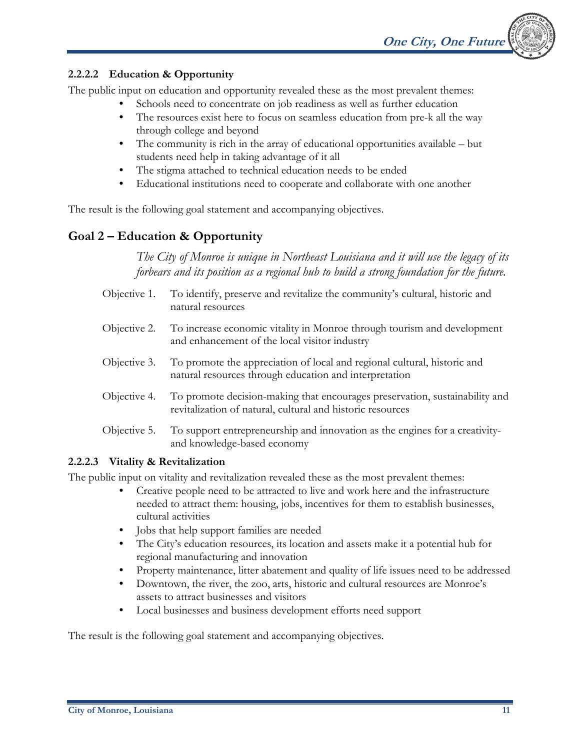#### 2.2.2.2 Education & Opportunity

The public input on education and opportunity revealed these as the most prevalent themes:

- Schools need to concentrate on job readiness as well as further education
- The resources exist here to focus on seamless education from pre-k all the way through college and beyond
- The community is rich in the array of educational opportunities available – but students need help in taking advantage of it all
- The stigma attached to technical education needs to be ended
- Educational institutions need to cooperate and collaborate with one another

The result is the following goal statement and accompanying objectives.

## Goal 2 – Education & Opportunity

*The City of Monroe is unique in Northeast Louisiana and it will use the legacy of its forbears and its position as a regional hub to build a strong foundation for the future.*

Objective 1. To identify, preserve and revitalize the community's cultural, historic and natural resources

Objective 2. To increase economic vitality in Monroe through tourism and development and enhancement of the local visitor industry

Objective 3. To promote the appreciation of local and regional cultural, historic and natural resources through education and interpretation

Objective 4. To promote decision-making that encourages preservation, sustainability and revitalization of natural, cultural and historic resources

Objective 5. To support entrepreneurship and innovation as the engines for a creativity- and knowledge-based economy

#### 2.2.2.3 Vitality & Revitalization

The public input on vitality and revitalization revealed these as the most prevalent themes:

- Creative people need to be attracted to live and work here and the infrastructure needed to attract them: housing, jobs, incentives for them to establish businesses, cultural activities
- Jobs that help support families are needed
- The City's education resources, its location and assets make it a potential hub for regional manufacturing and innovation
- Property maintenance, litter abatement and quality of life issues need to be addressed
- Downtown, the river, the zoo, arts, historic and cultural resources are Monroe's assets to attract businesses and visitors
- Local businesses and business development efforts need support

The result is the following goal statement and accompanying objectives.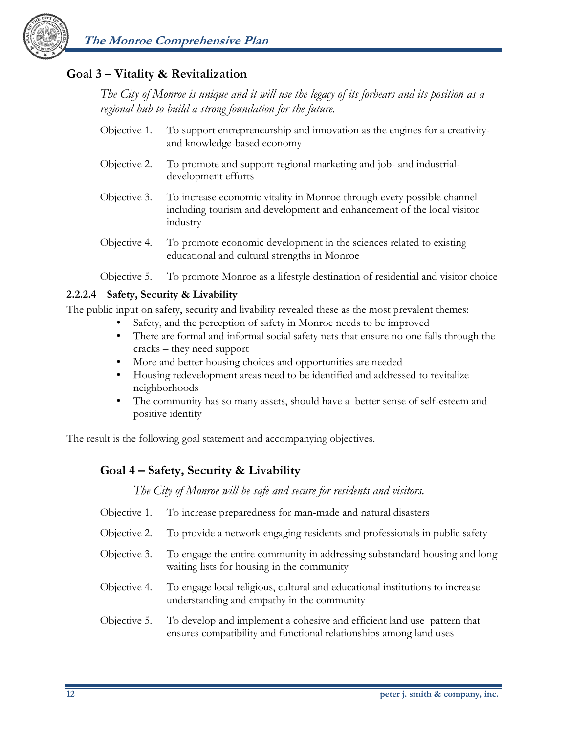## Goal 3 – Vitality & Revitalization

*The City of Monroe is unique and it will use the legacy of its forbears and its position as a regional hub to build a strong foundation for the future.*

Objective 1. To support entrepreneurship and innovation as the engines for a creativity- and knowledge-based economy

Objective 2. To promote and support regional marketing and job- and industrial-development efforts

Objective 3. To increase economic vitality in Monroe through every possible channel including tourism and development and enhancement of the local visitor industry

Objective 4. To promote economic development in the sciences related to existing educational and cultural strengths in Monroe

Objective 5. To promote Monroe as a lifestyle destination of residential and visitor choice

### 2.2.2.4 Safety, Security & Livability

The public input on safety, security and livability revealed these as the most prevalent themes:

- Safety, and the perception of safety in Monroe needs to be improved
- There are formal and informal social safety nets that ensure no one falls through the cracks – they need support
- More and better housing choices and opportunities are needed
- Housing redevelopment areas need to be identified and addressed to revitalize neighborhoods
- The community has so many assets, should have a better sense of self-esteem and positive identity

The result is the following goal statement and accompanying objectives.

## Goal 4 – Safety, Security & Livability

*The City of Monroe will be safe and secure for residents and visitors.*

Objective 1. To increase preparedness for man-made and natural disasters

Objective 2. To provide a network engaging residents and professionals in public safety

Objective 3. To engage the entire community in addressing substandard housing and long waiting lists for housing in the community

Objective 4. To engage local religious, cultural and educational institutions to increase understanding and empathy in the community

Objective 5. To develop and implement a cohesive and efficient land use pattern that ensures compatibility and functional relationships among land uses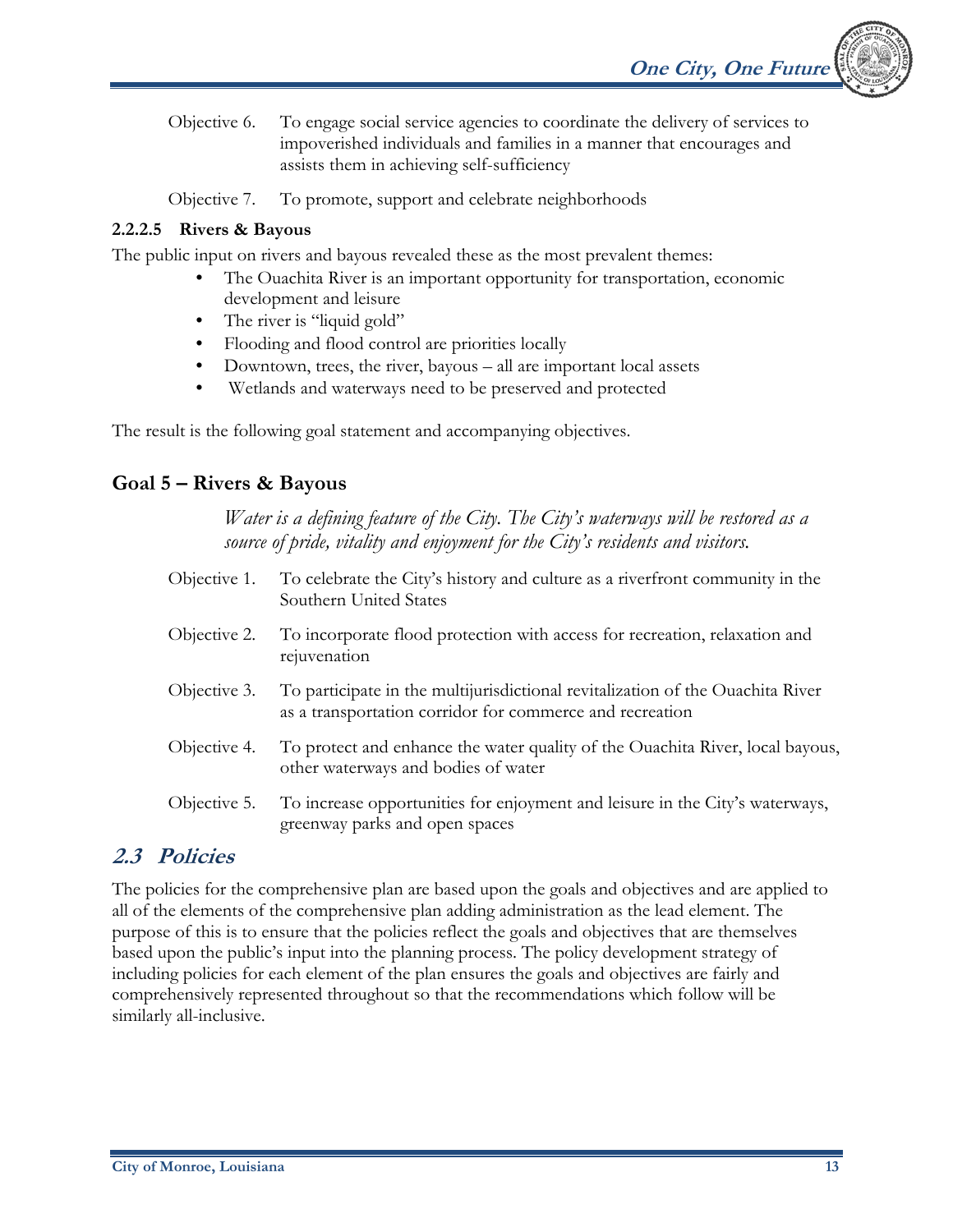Objective 6. To engage social service agencies to coordinate the delivery of services to impoverished individuals and families in a manner that encourages and assists them in achieving self-sufficiency

Objective 7. To promote, support and celebrate neighborhoods

#### 2.2.2.5 Rivers & Bayous

The public input on rivers and bayous revealed these as the most prevalent themes:

- The Ouachita River is an important opportunity for transportation, economic development and leisure
- The river is "liquid gold"
- Flooding and flood control are priorities locally
- Downtown, trees, the river, bayous – all are important local assets
- Wetlands and waterways need to be preserved and protected

The result is the following goal statement and accompanying objectives.

### Goal 5 – Rivers & Bayous

*Water is a defining feature of the City. The City's waterways will be restored as a source of pride, vitality and enjoyment for the City's residents and visitors.*

Objective 1. To celebrate the City's history and culture as a riverfront community in the Southern United States

Objective 2. To incorporate flood protection with access for recreation, relaxation and rejuvenation

Objective 3. To participate in the multijurisdictional revitalization of the Ouachita River as a transportation corridor for commerce and recreation

Objective 4. To protect and enhance the water quality of the Ouachita River, local bayous, other waterways and bodies of water

Objective 5. To increase opportunities for enjoyment and leisure in the City's waterways, greenway parks and open spaces

## 2.3 Policies

The policies for the comprehensive plan are based upon the goals and objectives and are applied to all of the elements of the comprehensive plan adding administration as the lead element. The purpose of this is to ensure that the policies reflect the goals and objectives that are themselves based upon the public's input into the planning process. The policy development strategy of including policies for each element of the plan ensures the goals and objectives are fairly and comprehensively represented throughout so that the recommendations which follow will be similarly all-inclusive.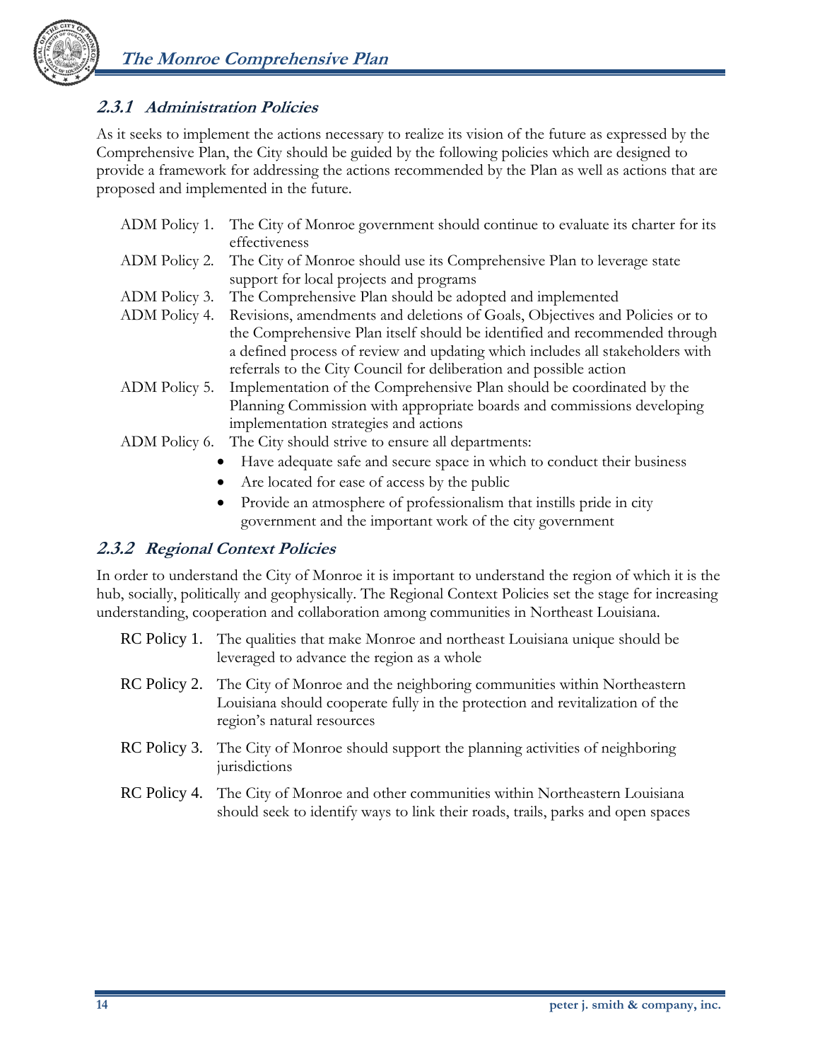### 2.3.1 Administration Policies

As it seeks to implement the actions necessary to realize its vision of the future as expressed by the Comprehensive Plan, the City should be guided by the following policies which are designed to provide a framework for addressing the actions recommended by the Plan as well as actions that are proposed and implemented in the future.

ADM Policy 1. The City of Monroe government should continue to evaluate its charter for its effectiveness

ADM Policy 2. The City of Monroe should use its Comprehensive Plan to leverage state support for local projects and programs

ADM Policy 3. The Comprehensive Plan should be adopted and implemented

ADM Policy 4. Revisions, amendments and deletions of Goals, Objectives and Policies or to the Comprehensive Plan itself should be identified and recommended through a defined process of review and updating which includes all stakeholders with referrals to the City Council for deliberation and possible action

ADM Policy 5. Implementation of the Comprehensive Plan should be coordinated by the Planning Commission with appropriate boards and commissions developing implementation strategies and actions

ADM Policy 6. The City should strive to ensure all departments:

- Have adequate safe and secure space in which to conduct their business
- Are located for ease of access by the public
- Provide an atmosphere of professionalism that instills pride in city government and the important work of the city government

### 2.3.2 Regional Context Policies

In order to understand the City of Monroe it is important to understand the region of which it is the hub, socially, politically and geophysically. The Regional Context Policies set the stage for increasing understanding, cooperation and collaboration among communities in Northeast Louisiana.

RC Policy 1. The qualities that make Monroe and northeast Louisiana unique should be leveraged to advance the region as a whole

RC Policy 2. The City of Monroe and the neighboring communities within Northeastern Louisiana should cooperate fully in the protection and revitalization of the region's natural resources

RC Policy 3. The City of Monroe should support the planning activities of neighboring jurisdictions

RC Policy 4. The City of Monroe and other communities within Northeastern Louisiana should seek to identify ways to link their roads, trails, parks and open spaces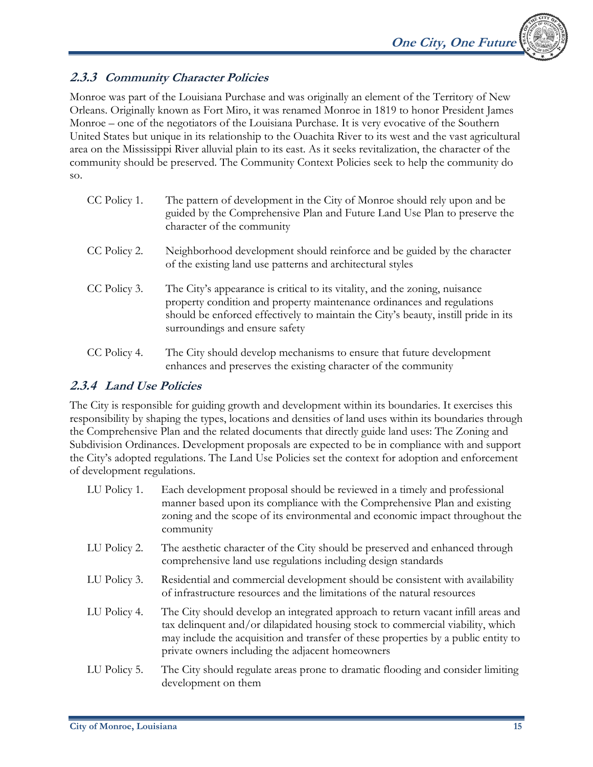### *2.3.3 Community Character Policies*

Monroe was part of the Louisiana Purchase and was originally an element of the Territory of New Orleans. Originally known as Fort Miro, it was renamed Monroe in 1819 to honor President James Monroe – one of the negotiators of the Louisiana Purchase. It is very evocative of the Southern United States but unique in its relationship to the Ouachita River to its west and the vast agricultural area on the Mississippi River alluvial plain to its east. As it seeks revitalization, the character of the community should be preserved. The Community Context Policies seek to help the community do so.

CC Policy 1. The pattern of development in the City of Monroe should rely upon and be guided by the Comprehensive Plan and Future Land Use Plan to preserve the character of the community

CC Policy 2. Neighborhood development should reinforce and be guided by the character of the existing land use patterns and architectural styles

CC Policy 3. The City's appearance is critical to its vitality, and the zoning, nuisance property condition and property maintenance ordinances and regulations should be enforced effectively to maintain the City's beauty, instill pride in its surroundings and ensure safety

CC Policy 4. The City should develop mechanisms to ensure that future development enhances and preserves the existing character of the community

### *2.3.4 Land Use Policies*

The City is responsible for guiding growth and development within its boundaries. It exercises this responsibility by shaping the types, locations and densities of land uses within its boundaries through the Comprehensive Plan and the related documents that directly guide land uses: The Zoning and Subdivision Ordinances. Development proposals are expected to be in compliance with and support the City's adopted regulations. The Land Use Policies set the context for adoption and enforcement of development regulations.

LU Policy 1. Each development proposal should be reviewed in a timely and professional manner based upon its compliance with the Comprehensive Plan and existing zoning and the scope of its environmental and economic impact throughout the community

LU Policy 2. The aesthetic character of the City should be preserved and enhanced through comprehensive land use regulations including design standards

LU Policy 3. Residential and commercial development should be consistent with availability of infrastructure resources and the limitations of the natural resources

LU Policy 4. The City should develop an integrated approach to return vacant infill areas and tax delinquent and/or dilapidated housing stock to commercial viability, which may include the acquisition and transfer of these properties by a public entity to private owners including the adjacent homeowners

LU Policy 5. The City should regulate areas prone to dramatic flooding and consider limiting development on them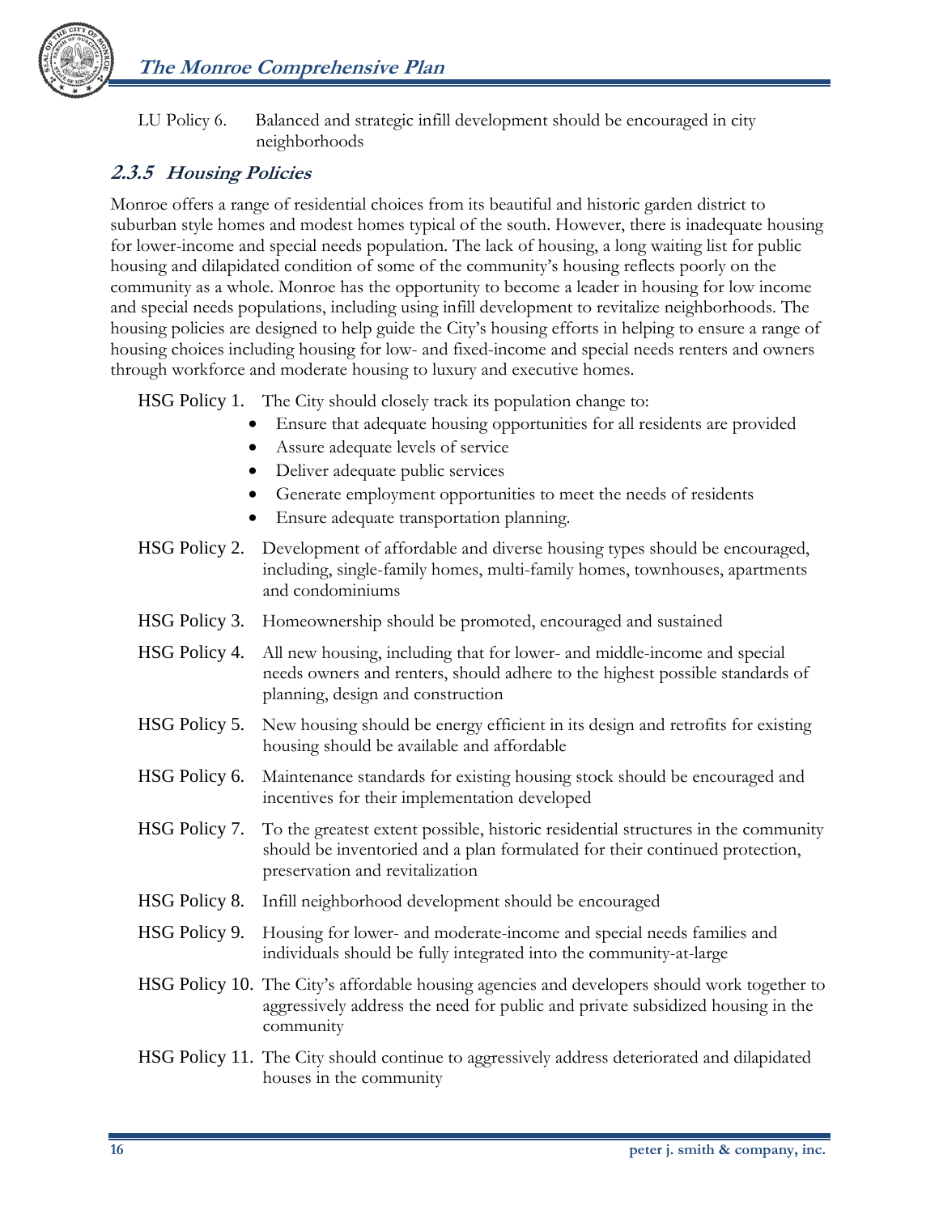LU Policy 6. Balanced and strategic infill development should be encouraged in city neighborhoods

### *2.3.5 Housing Policies*

Monroe offers a range of residential choices from its beautiful and historic garden district to suburban style homes and modest homes typical of the south. However, there is inadequate housing for lower-income and special needs population. The lack of housing, a long waiting list for public housing and dilapidated condition of some of the community's housing reflects poorly on the community as a whole. Monroe has the opportunity to become a leader in housing for low income and special needs populations, including using infill development to revitalize neighborhoods. The housing policies are designed to help guide the City's housing efforts in helping to ensure a range of housing choices including housing for low- and fixed-income and special needs renters and owners through workforce and moderate housing to luxury and executive homes.

HSG Policy 1. The City should closely track its population change to:

- Ensure that adequate housing opportunities for all residents are provided
- Assure adequate levels of service
- Deliver adequate public services
- Generate employment opportunities to meet the needs of residents
- Ensure adequate transportation planning.

HSG Policy 2. Development of affordable and diverse housing types should be encouraged, including, single-family homes, multi-family homes, townhouses, apartments and condominiums

HSG Policy 3. Homeownership should be promoted, encouraged and sustained

HSG Policy 4. All new housing, including that for lower- and middle-income and special needs owners and renters, should adhere to the highest possible standards of planning, design and construction

HSG Policy 5. New housing should be energy efficient in its design and retrofits for existing housing should be available and affordable

HSG Policy 6. Maintenance standards for existing housing stock should be encouraged and incentives for their implementation developed

HSG Policy 7. To the greatest extent possible, historic residential structures in the community should be inventoried and a plan formulated for their continued protection, preservation and revitalization

HSG Policy 8. Infill neighborhood development should be encouraged

HSG Policy 9. Housing for lower- and moderate-income and special needs families and individuals should be fully integrated into the community-at-large

HSG Policy 10. The City's affordable housing agencies and developers should work together to aggressively address the need for public and private subsidized housing in the community

HSG Policy 11. The City should continue to aggressively address deteriorated and dilapidated houses in the community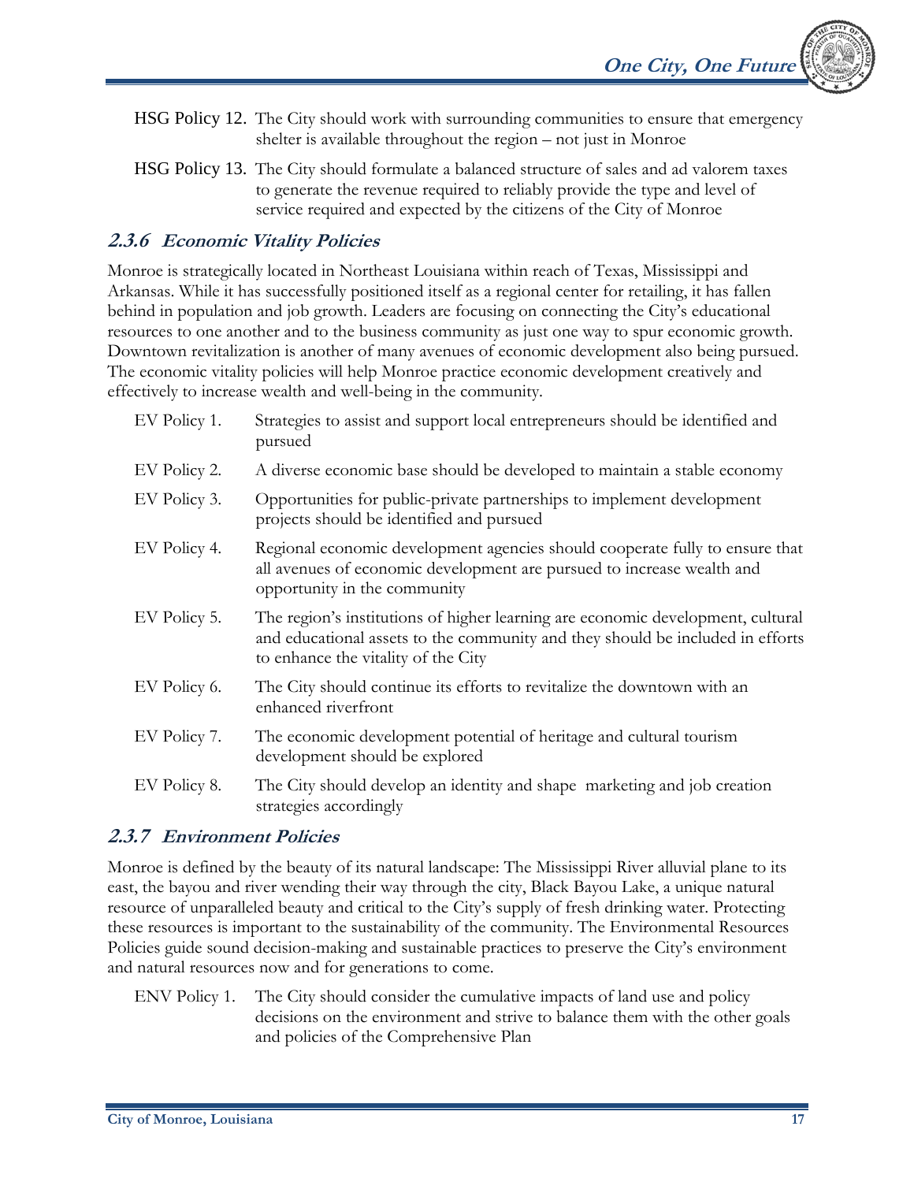HSG Policy 12. The City should work with surrounding communities to ensure that emergency shelter is available throughout the region – not just in Monroe

HSG Policy 13. The City should formulate a balanced structure of sales and ad valorem taxes to generate the revenue required to reliably provide the type and level of service required and expected by the citizens of the City of Monroe

### *2.3.6 Economic Vitality Policies*

Monroe is strategically located in Northeast Louisiana within reach of Texas, Mississippi and Arkansas. While it has successfully positioned itself as a regional center for retailing, it has fallen behind in population and job growth. Leaders are focusing on connecting the City's educational resources to one another and to the business community as just one way to spur economic growth. Downtown revitalization is another of many avenues of economic development also being pursued. The economic vitality policies will help Monroe practice economic development creatively and effectively to increase wealth and well-being in the community.

EV Policy 1. Strategies to assist and support local entrepreneurs should be identified and pursued

EV Policy 2. A diverse economic base should be developed to maintain a stable economy

EV Policy 3. Opportunities for public-private partnerships to implement development projects should be identified and pursued

EV Policy 4. Regional economic development agencies should cooperate fully to ensure that all avenues of economic development are pursued to increase wealth and opportunity in the community

EV Policy 5. The region's institutions of higher learning are economic development, cultural and educational assets to the community and they should be included in efforts to enhance the vitality of the City

EV Policy 6. The City should continue its efforts to revitalize the downtown with an enhanced riverfront

EV Policy 7. The economic development potential of heritage and cultural tourism development should be explored

EV Policy 8. The City should develop an identity and shape marketing and job creation strategies accordingly

### *2.3.7 Environment Policies*

Monroe is defined by the beauty of its natural landscape: The Mississippi River alluvial plane to its east, the bayou and river wending their way through the city, Black Bayou Lake, a unique natural resource of unparalleled beauty and critical to the City's supply of fresh drinking water. Protecting these resources is important to the sustainability of the community. The Environmental Resources Policies guide sound decision-making and sustainable practices to preserve the City's environment and natural resources now and for generations to come.

ENV Policy 1. The City should consider the cumulative impacts of land use and policy decisions on the environment and strive to balance them with the other goals and policies of the Comprehensive Plan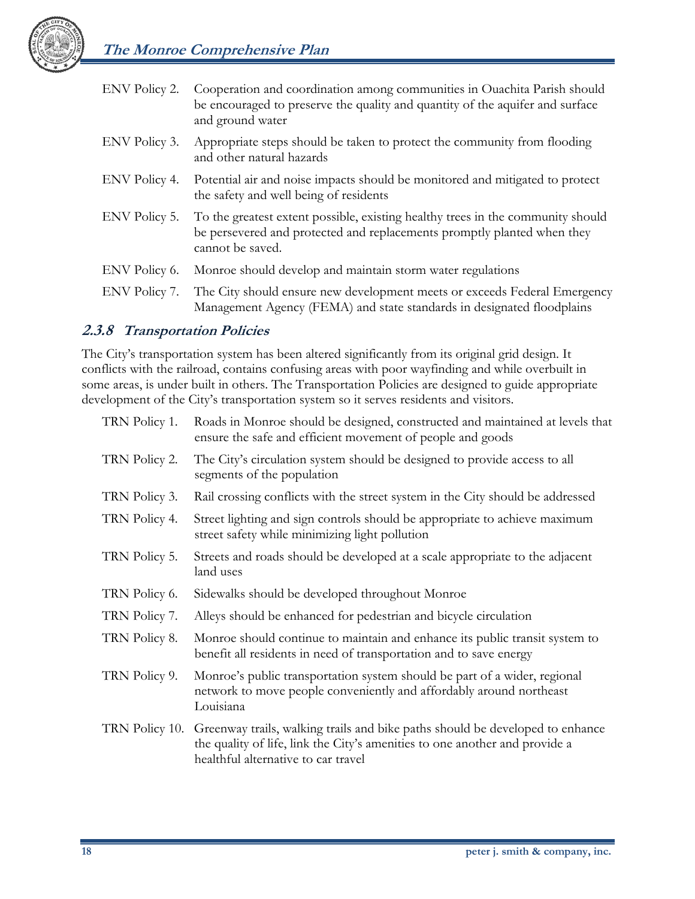| | |
|---|---|
| ENV Policy 2. | Cooperation and coordination among communities in Ouachita Parish should be encouraged to preserve the quality and quantity of the aquifer and surface and ground water |
| ENV Policy 3. | Appropriate steps should be taken to protect the community from flooding and other natural hazards |
| ENV Policy 4. | Potential air and noise impacts should be monitored and mitigated to protect the safety and well being of residents |
| ENV Policy 5. | To the greatest extent possible, existing healthy trees in the community should be persevered and protected and replacements promptly planted when they cannot be saved. |
| ENV Policy 6. | Monroe should develop and maintain storm water regulations |
| ENV Policy 7. | The City should ensure new development meets or exceeds Federal Emergency Management Agency (FEMA) and state standards in designated floodplains |

### *2.3.8 Transportation Policies*

The City's transportation system has been altered significantly from its original grid design. It conflicts with the railroad, contains confusing areas with poor wayfinding and while overbuilt in some areas, is under built in others. The Transportation Policies are designed to guide appropriate development of the City's transportation system so it serves residents and visitors.

| | |
|---|---|
| TRN Policy 1. | Roads in Monroe should be designed, constructed and maintained at levels that ensure the safe and efficient movement of people and goods |
| TRN Policy 2. | The City's circulation system should be designed to provide access to all segments of the population |
| TRN Policy 3. | Rail crossing conflicts with the street system in the City should be addressed |
| TRN Policy 4. | Street lighting and sign controls should be appropriate to achieve maximum street safety while minimizing light pollution |
| TRN Policy 5. | Streets and roads should be developed at a scale appropriate to the adjacent land uses |
| TRN Policy 6. | Sidewalks should be developed throughout Monroe |
| TRN Policy 7. | Alleys should be enhanced for pedestrian and bicycle circulation |
| TRN Policy 8. | Monroe should continue to maintain and enhance its public transit system to benefit all residents in need of transportation and to save energy |
| TRN Policy 9. | Monroe's public transportation system should be part of a wider, regional network to move people conveniently and affordably around northeast Louisiana |
| TRN Policy 10. | Greenway trails, walking trails and bike paths should be developed to enhance the quality of life, link the City's amenities to one another and provide a healthful alternative to car travel |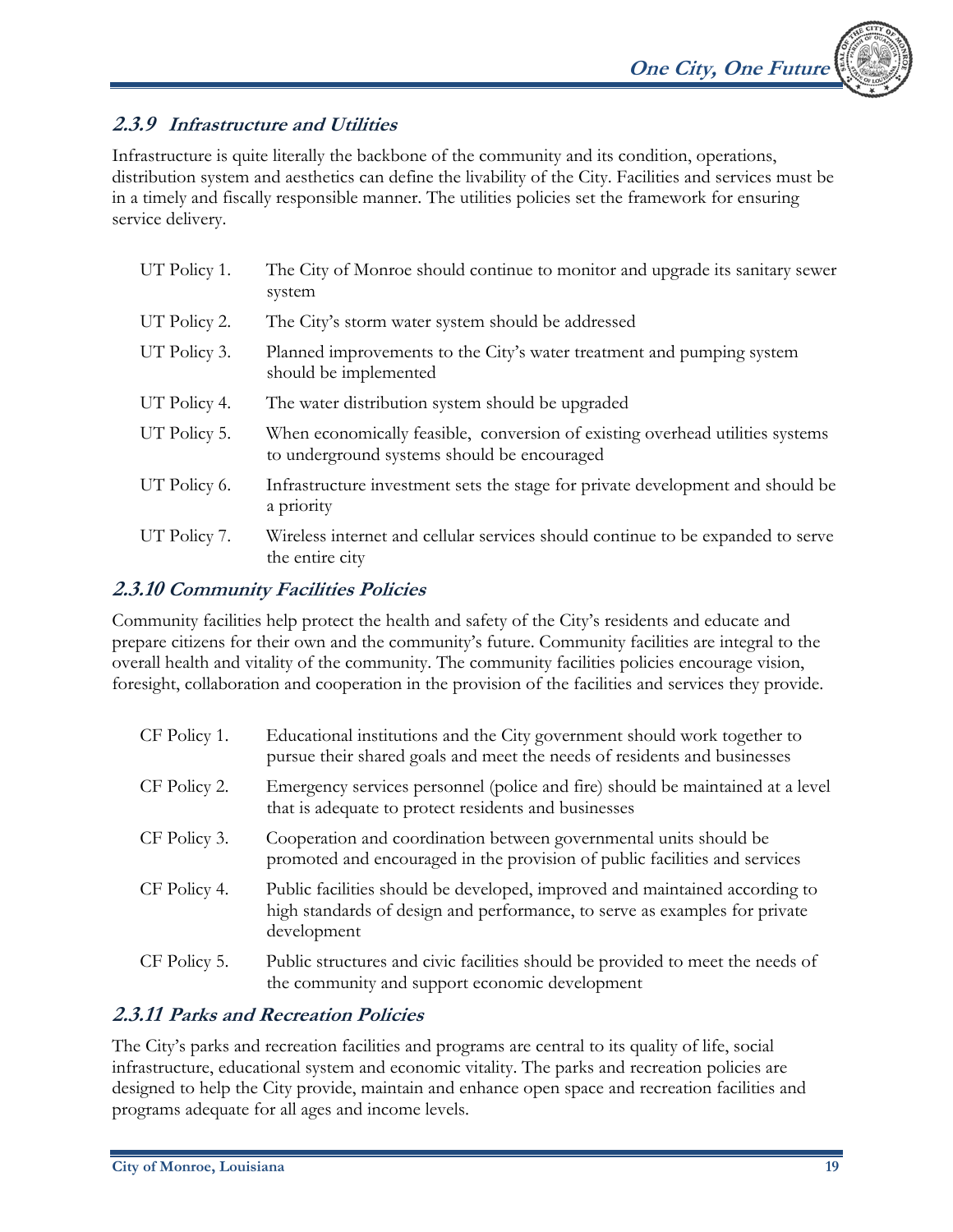### *2.3.9 Infrastructure and Utilities*

Infrastructure is quite literally the backbone of the community and its condition, operations, distribution system and aesthetics can define the livability of the City. Facilities and services must be in a timely and fiscally responsible manner. The utilities policies set the framework for ensuring service delivery.

| | |
|---|---|
| UT Policy 1. | The City of Monroe should continue to monitor and upgrade its sanitary sewer system |
| UT Policy 2. | The City's storm water system should be addressed |
| UT Policy 3. | Planned improvements to the City's water treatment and pumping system should be implemented |
| UT Policy 4. | The water distribution system should be upgraded |
| UT Policy 5. | When economically feasible, conversion of existing overhead utilities systems to underground systems should be encouraged |
| UT Policy 6. | Infrastructure investment sets the stage for private development and should be a priority |
| UT Policy 7. | Wireless internet and cellular services should continue to be expanded to serve the entire city |

### *2.3.10 Community Facilities Policies*

Community facilities help protect the health and safety of the City's residents and educate and prepare citizens for their own and the community's future. Community facilities are integral to the overall health and vitality of the community. The community facilities policies encourage vision, foresight, collaboration and cooperation in the provision of the facilities and services they provide.

| | |
|---|---|
| CF Policy 1. | Educational institutions and the City government should work together to pursue their shared goals and meet the needs of residents and businesses |
| CF Policy 2. | Emergency services personnel (police and fire) should be maintained at a level that is adequate to protect residents and businesses |
| CF Policy 3. | Cooperation and coordination between governmental units should be promoted and encouraged in the provision of public facilities and services |
| CF Policy 4. | Public facilities should be developed, improved and maintained according to high standards of design and performance, to serve as examples for private development |
| CF Policy 5. | Public structures and civic facilities should be provided to meet the needs of the community and support economic development |

### *2.3.11 Parks and Recreation Policies*

The City's parks and recreation facilities and programs are central to its quality of life, social infrastructure, educational system and economic vitality. The parks and recreation policies are designed to help the City provide, maintain and enhance open space and recreation facilities and programs adequate for all ages and income levels.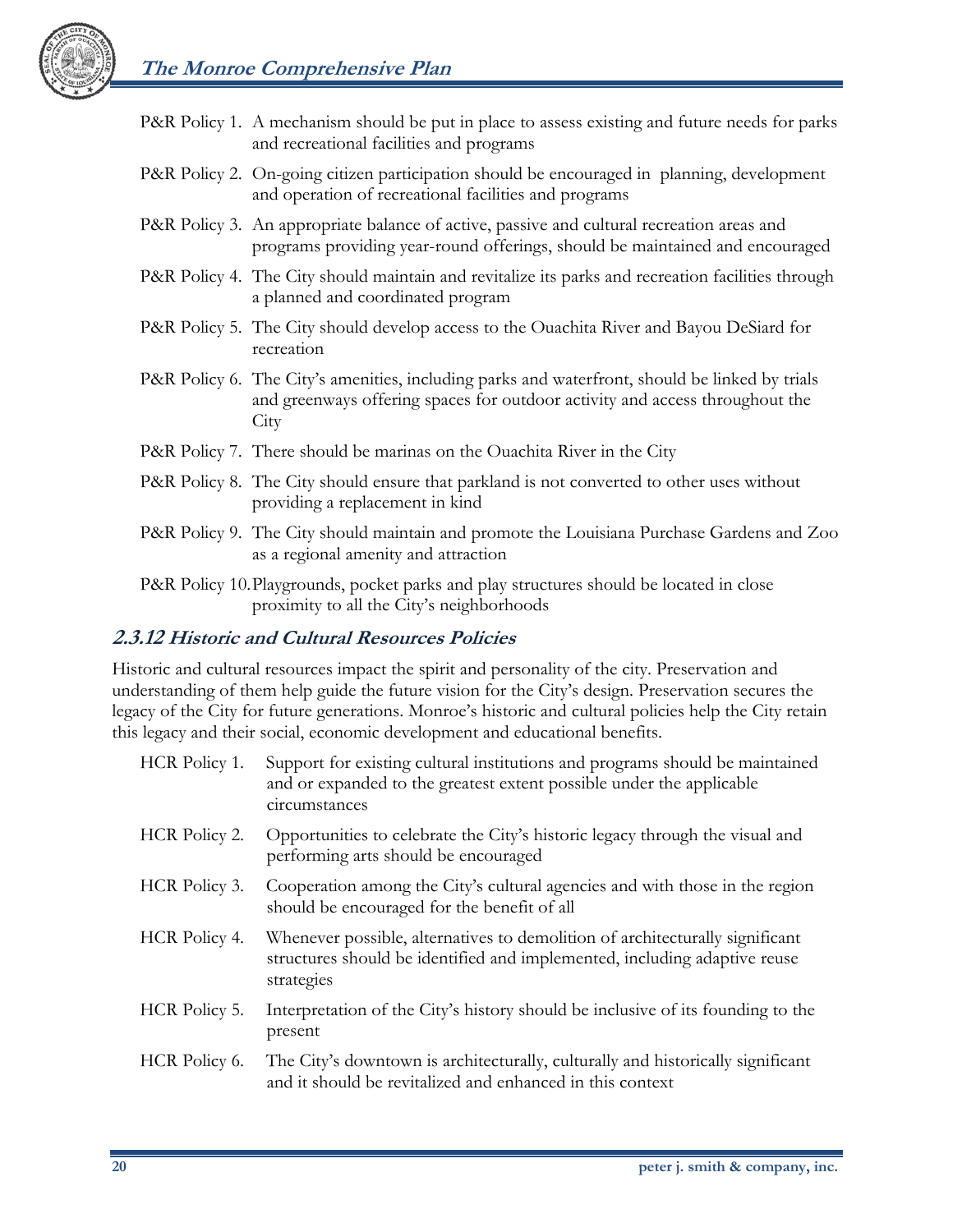P&R Policy 1. A mechanism should be put in place to assess existing and future needs for parks and recreational facilities and programs

P&R Policy 2. On-going citizen participation should be encouraged in planning, development and operation of recreational facilities and programs

P&R Policy 3. An appropriate balance of active, passive and cultural recreation areas and programs providing year-round offerings, should be maintained and encouraged

P&R Policy 4. The City should maintain and revitalize its parks and recreation facilities through a planned and coordinated program

P&R Policy 5. The City should develop access to the Ouachita River and Bayou DeSiard for recreation

P&R Policy 6. The City's amenities, including parks and waterfront, should be linked by trials and greenways offering spaces for outdoor activity and access throughout the City

P&R Policy 7. There should be marinas on the Ouachita River in the City

P&R Policy 8. The City should ensure that parkland is not converted to other uses without providing a replacement in kind

P&R Policy 9. The City should maintain and promote the Louisiana Purchase Gardens and Zoo as a regional amenity and attraction

P&R Policy 10. Playgrounds, pocket parks and play structures should be located in close proximity to all the City's neighborhoods

### *2.3.12 Historic and Cultural Resources Policies*

Historic and cultural resources impact the spirit and personality of the city. Preservation and understanding of them help guide the future vision for the City's design. Preservation secures the legacy of the City for future generations. Monroe's historic and cultural policies help the City retain this legacy and their social, economic development and educational benefits.

HCR Policy 1. Support for existing cultural institutions and programs should be maintained and or expanded to the greatest extent possible under the applicable circumstances

HCR Policy 2. Opportunities to celebrate the City's historic legacy through the visual and performing arts should be encouraged

HCR Policy 3. Cooperation among the City's cultural agencies and with those in the region should be encouraged for the benefit of all

HCR Policy 4. Whenever possible, alternatives to demolition of architecturally significant structures should be identified and implemented, including adaptive reuse strategies

HCR Policy 5. Interpretation of the City's history should be inclusive of its founding to the present

HCR Policy 6. The City's downtown is architecturally, culturally and historically significant and it should be revitalized and enhanced in this context